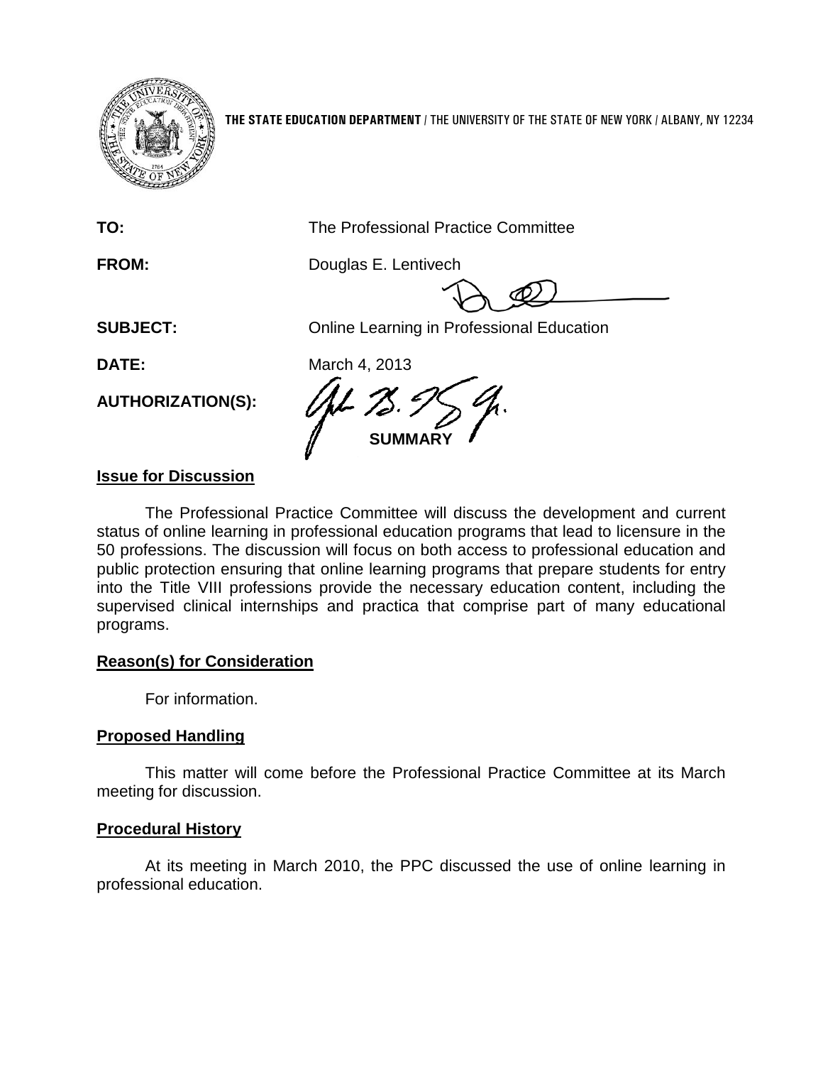**THE STATE EDUCATION DEPARTMENT** / THE UNIVERSITY OF THE STATE OF NEW YORK / ALBANY, NY 12234

**TO:** The Professional Practice Committee

**FROM:** Douglas E. Lentivech

**SUBJECT:** Online Learning in Professional Education

**DATE:** March 4, 2013

**AUTHORIZATION(S):**

**SUMMARY**

## Issue for Discussion

The Professional Practice Committee will discuss the development and current status of online learning in professional education programs that lead to licensure in the 50 professions. The discussion will focus on both access to professional education and public protection ensuring that online learning programs that prepare students for entry into the Title VIII professions provide the necessary education content, including the supervised clinical internships and practica that comprise part of many educational programs.

## Reason(s) for Consideration

For information.

## Proposed Handling

This matter will come before the Professional Practice Committee at its March meeting for discussion.

## Procedural History

At its meeting in March 2010, the PPC discussed the use of online learning in professional education.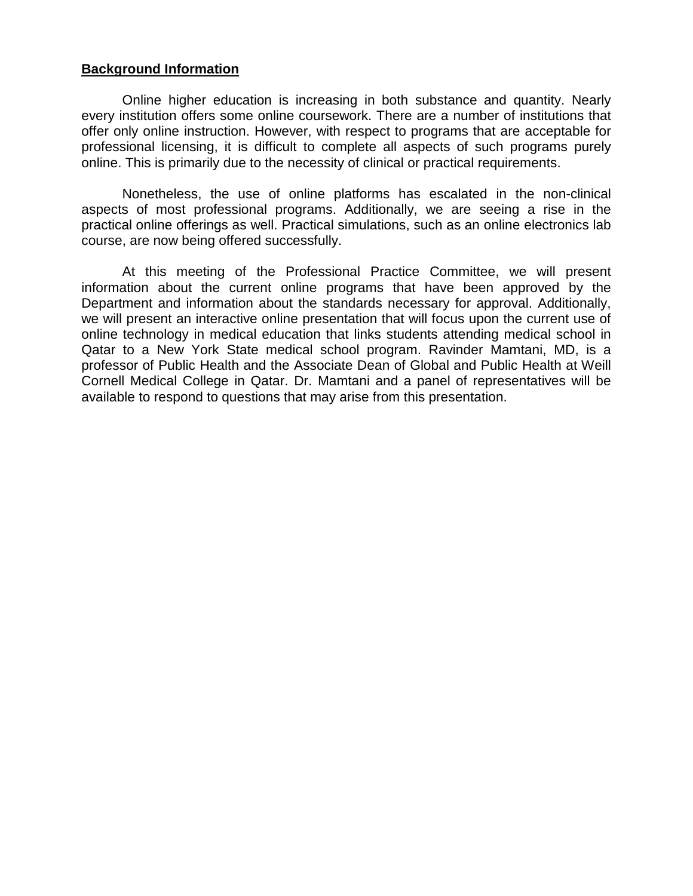**<u>Background Information</u>**

Online higher education is increasing in both substance and quantity. Nearly every institution offers some online coursework. There are a number of institutions that offer only online instruction. However, with respect to programs that are acceptable for professional licensing, it is difficult to complete all aspects of such programs purely online. This is primarily due to the necessity of clinical or practical requirements.

Nonetheless, the use of online platforms has escalated in the non-clinical aspects of most professional programs. Additionally, we are seeing a rise in the practical online offerings as well. Practical simulations, such as an online electronics lab course, are now being offered successfully.

At this meeting of the Professional Practice Committee, we will present information about the current online programs that have been approved by the Department and information about the standards necessary for approval. Additionally, we will present an interactive online presentation that will focus upon the current use of online technology in medical education that links students attending medical school in Qatar to a New York State medical school program. Ravinder Mamtani, MD, is a professor of Public Health and the Associate Dean of Global and Public Health at Weill Cornell Medical College in Qatar. Dr. Mamtani and a panel of representatives will be available to respond to questions that may arise from this presentation.